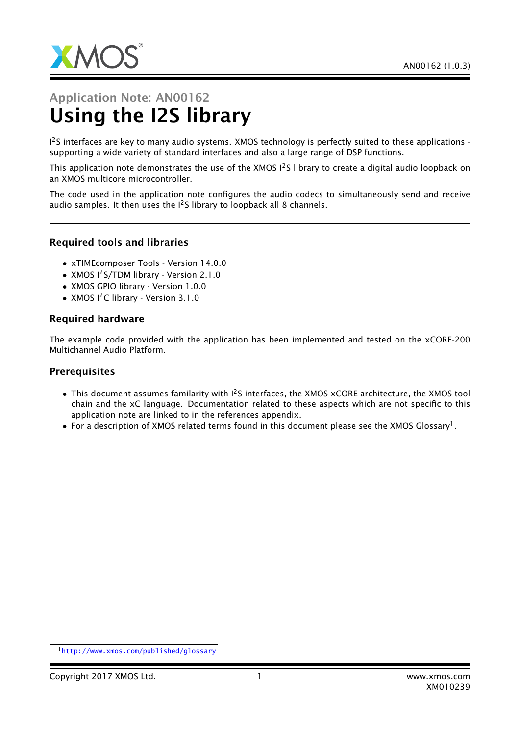# Application Note: AN00162

# Using the I2S library

I$^2$S interfaces are key to many audio systems. XMOS technology is perfectly suited to these applications - supporting a wide variety of standard interfaces and also a large range of DSP functions.

This application note demonstrates the use of the XMOS I$^2$S library to create a digital audio loopback on an XMOS multicore microcontroller.

The code used in the application note configures the audio codecs to simultaneously send and receive audio samples. It then uses the I$^2$S library to loopback all 8 channels.

## Required tools and libraries

- xTIMEcomposer Tools - Version 14.0.0
- XMOS I$^2$S/TDM library - Version 2.1.0
- XMOS GPIO library - Version 1.0.0
- XMOS I$^2$C library - Version 3.1.0

## Required hardware

The example code provided with the application has been implemented and tested on the xCORE-200 Multichannel Audio Platform.

## Prerequisites

- This document assumes familarity with I$^2$S interfaces, the XMOS xCORE architecture, the XMOS tool chain and the xC language. Documentation related to these aspects which are not specific to this application note are linked to in the references appendix.
- For a description of XMOS related terms found in this document please see the XMOS Glossary[1].

[1] http://www.xmos.com/published/glossary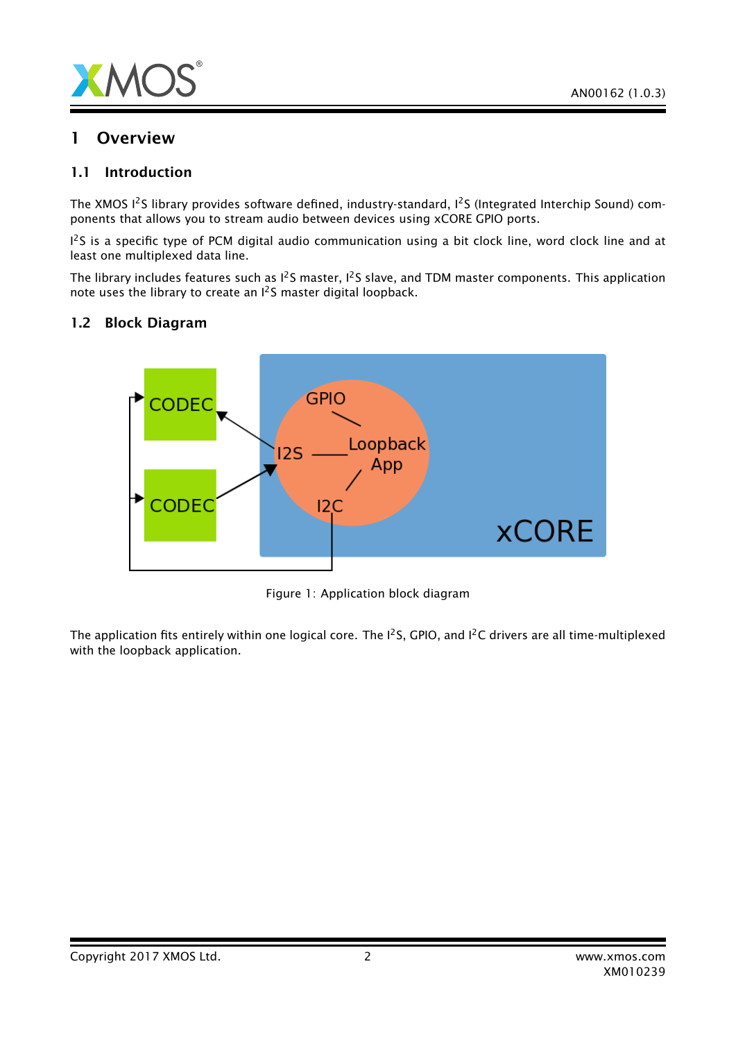# 1 Overview

## 1.1 Introduction

The XMOS I$^2$S library provides software defined, industry-standard, I$^2$S (Integrated Interchip Sound) components that allows you to stream audio between devices using xCORE GPIO ports.

I$^2$S is a specific type of PCM digital audio communication using a bit clock line, word clock line and at least one multiplexed data line.

The library includes features such as I$^2$S master, I$^2$S slave, and TDM master components. This application note uses the library to create an I$^2$S master digital loopback.

## 1.2 Block Diagram

Figure 1: Application block diagram

The application fits entirely within one logical core. The I$^2$S, GPIO, and I$^2$C drivers are all time-multiplexed with the loopback application.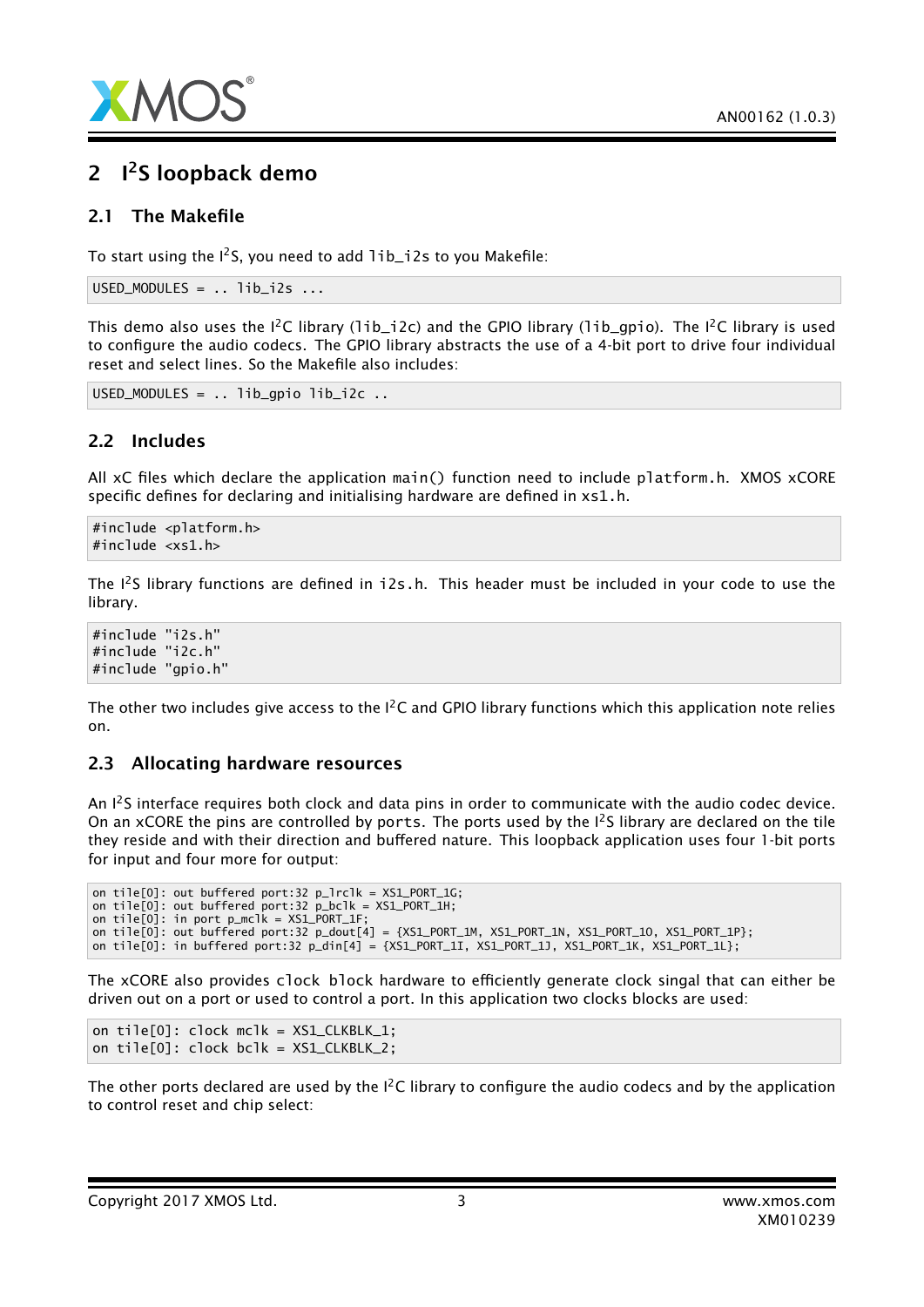## 2 I²S loopback demo

### 2.1 The Makefile

To start using the I²S, you need to add lib_i2s to you Makefile:

```
USED_MODULES = .. lib_i2s ...
```

This demo also uses the I²C library (lib_i2c) and the GPIO library (lib_gpio). The I²C library is used to configure the audio codecs. The GPIO library abstracts the use of a 4-bit port to drive four individual reset and select lines. So the Makefile also includes:

```
USED_MODULES = .. lib_gpio lib_i2c ..
```

### 2.2 Includes

All xC files which declare the application main() function need to include platform.h. XMOS xCORE specific defines for declaring and initialising hardware are defined in xs1.h.

```
#include <platform.h>
#include <xs1.h>
```

The I²S library functions are defined in i2s.h. This header must be included in your code to use the library.

```
#include "i2s.h"
#include "i2c.h"
#include "gpio.h"
```

The other two includes give access to the I²C and GPIO library functions which this application note relies on.

### 2.3 Allocating hardware resources

An I²S interface requires both clock and data pins in order to communicate with the audio codec device. On an xCORE the pins are controlled by ports. The ports used by the I²S library are declared on the tile they reside and with their direction and buffered nature. This loopback application uses four 1-bit ports for input and four more for output:

```
on tile[0]: out buffered port:32 p_lrclk = XS1_PORT_1G;
on tile[0]: out buffered port:32 p_bclk = XS1_PORT_1H;
on tile[0]: in port p_mclk = XS1_PORT_1F;
on tile[0]: out buffered port:32 p_dout[4] = {XS1_PORT_1M, XS1_PORT_1N, XS1_PORT_1O, XS1_PORT_1P};
on tile[0]: in buffered port:32 p_din[4] = {XS1_PORT_1I, XS1_PORT_1J, XS1_PORT_1K, XS1_PORT_1L};
```

The xCORE also provides clock block hardware to efficiently generate clock singal that can either be driven out on a port or used to control a port. In this application two clocks blocks are used:

```
on tile[0]: clock mclk = XS1_CLKBLK_1;
on tile[0]: clock bclk = XS1_CLKBLK_2;
```

The other ports declared are used by the I²C library to configure the audio codecs and by the application to control reset and chip select: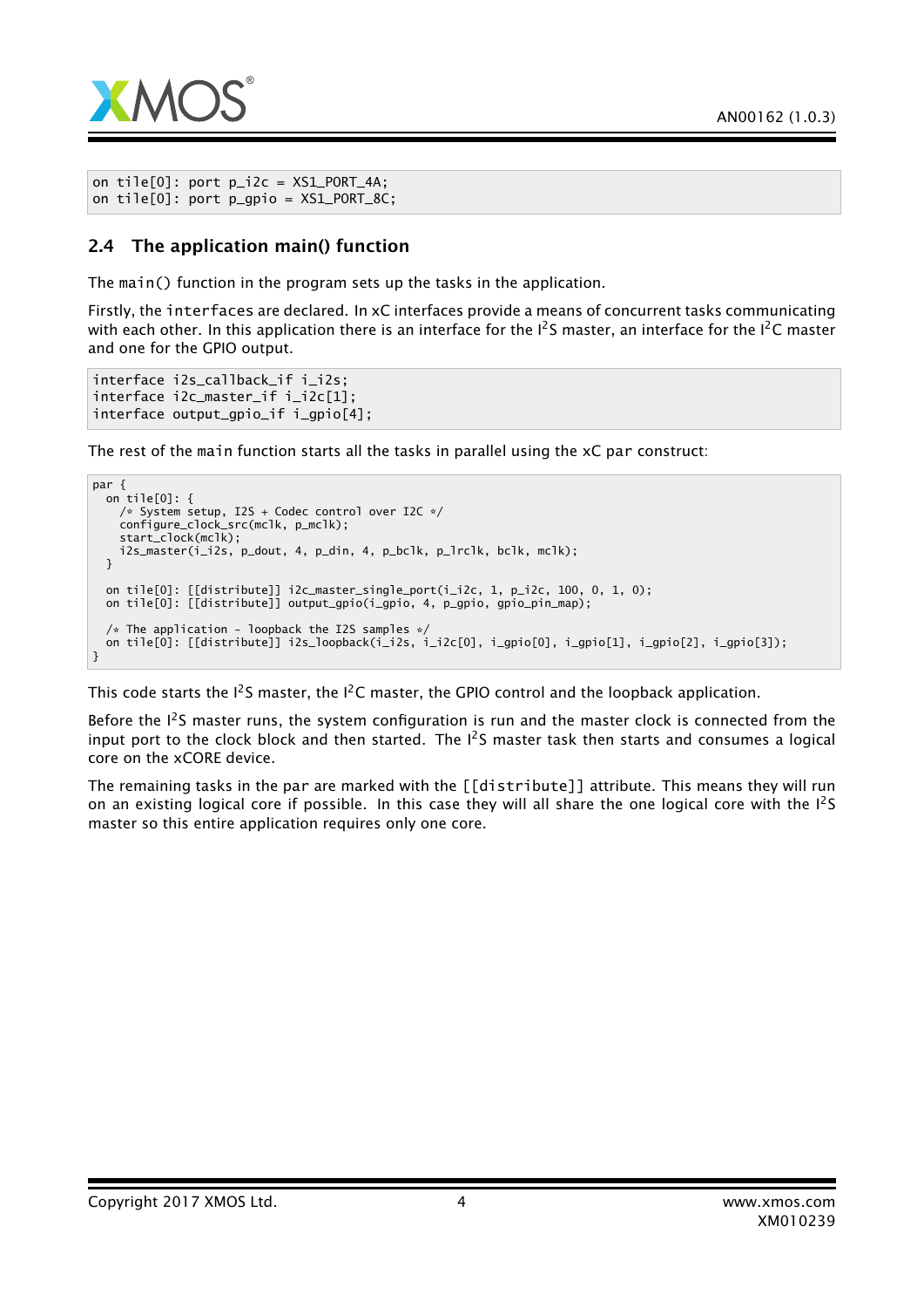```
on tile[0]: port p_i2c = XS1_PORT_4A;
on tile[0]: port p_gpio = XS1_PORT_8C;
```

## 2.4 The application main() function

The `main()` function in the program sets up the tasks in the application.

Firstly, the `interfaces` are declared. In xC interfaces provide a means of concurrent tasks communicating with each other. In this application there is an interface for the $I^2S$ master, an interface for the $I^2C$ master and one for the GPIO output.

```
interface i2s_callback_if i_i2s;
interface i2c_master_if i_i2c[1];
interface output_gpio_if i_gpio[4];
```

The rest of the `main` function starts all the tasks in parallel using the xC `par` construct:

```
par {
  on tile[0]: {
    /* System setup, I2S + Codec control over I2C */
    configure_clock_src(mclk, p_mclk);
    start_clock(mclk);
    i2s_master(i_i2s, p_dout, 4, p_din, 4, p_bclk, p_lrclk, bclk, mclk);
  }

  on tile[0]: [[distribute]] i2c_master_single_port(i_i2c, 1, p_i2c, 100, 0, 1, 0);
  on tile[0]: [[distribute]] output_gpio(i_gpio, 4, p_gpio, gpio_pin_map);

  /* The application - loopback the I2S samples */
  on tile[0]: [[distribute]] i2s_loopback(i_i2s, i_i2c[0], i_gpio[0], i_gpio[1], i_gpio[2], i_gpio[3]);
}
```

This code starts the $I^2S$ master, the $I^2C$ master, the GPIO control and the loopback application.

Before the $I^2S$ master runs, the system configuration is run and the master clock is connected from the input port to the clock block and then started. The $I^2S$ master task then starts and consumes a logical core on the xCORE device.

The remaining tasks in the par are marked with the `[[distribute]]` attribute. This means they will run on an existing logical core if possible. In this case they will all share the one logical core with the $I^2S$ master so this entire application requires only one core.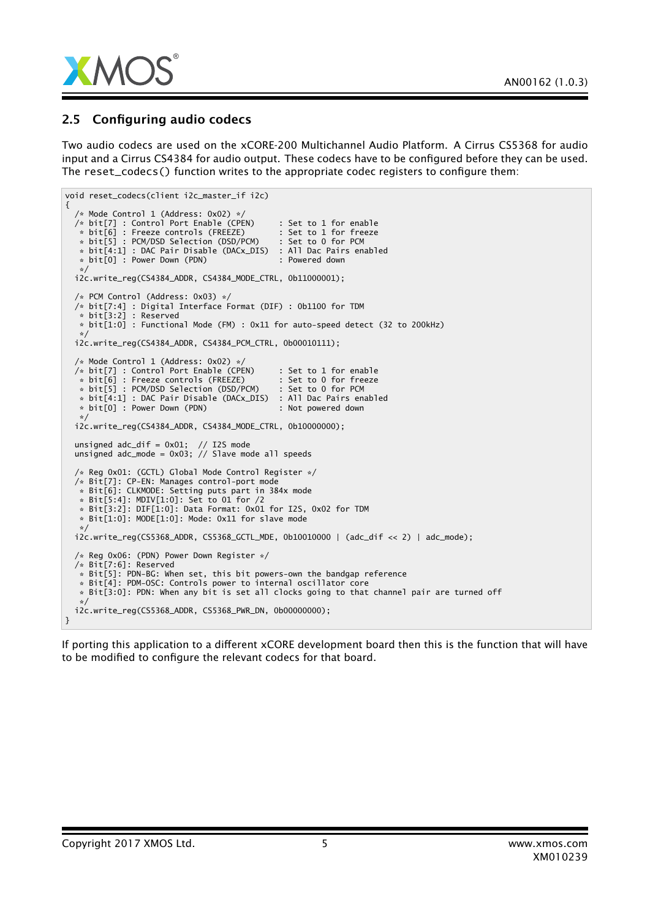## 2.5 Configuring audio codecs

Two audio codecs are used on the xCORE-200 Multichannel Audio Platform. A Cirrus CS5368 for audio input and a Cirrus CS4384 for audio output. These codecs have to be configured before they can be used. The reset_codecs() function writes to the appropriate codec registers to configure them:

```
void reset_codecs(client i2c_master_if i2c)
{
  /* Mode Control 1 (Address: 0x02) */
  /* bit[7] : Control Port Enable (CPEN)     : Set to 1 for enable
   * bit[6] : Freeze controls (FREEZE)       : Set to 1 for freeze
   * bit[5] : PCM/DSD Selection (DSD/PCM)    : Set to 0 for PCM
   * bit[4:1] : DAC Pair Disable (DACx_DIS)  : All Dac Pairs enabled
   * bit[0] : Power Down (PDN)               : Powered down
   */
  i2c.write_reg(CS4384_ADDR, CS4384_MODE_CTRL, 0b11000001);

  /* PCM Control (Address: 0x03) */
  /* bit[7:4] : Digital Interface Format (DIF) : 0b1100 for TDM
   * bit[3:2] : Reserved
   * bit[1:0] : Functional Mode (FM) : 0x11 for auto-speed detect (32 to 200kHz)
   */
  i2c.write_reg(CS4384_ADDR, CS4384_PCM_CTRL, 0b00010111);

  /* Mode Control 1 (Address: 0x02) */
  /* bit[7] : Control Port Enable (CPEN)     : Set to 1 for enable
   * bit[6] : Freeze controls (FREEZE)       : Set to 0 for freeze
   * bit[5] : PCM/DSD Selection (DSD/PCM)    : Set to 0 for PCM
   * bit[4:1] : DAC Pair Disable (DACx_DIS)  : All Dac Pairs enabled
   * bit[0] : Power Down (PDN)               : Not powered down
   */
  i2c.write_reg(CS4384_ADDR, CS4384_MODE_CTRL, 0b10000000);

  unsigned adc_dif = 0x01;  // I2S mode
  unsigned adc_mode = 0x03; // Slave mode all speeds

  /* Reg 0x01: (GCTL) Global Mode Control Register */
  /* Bit[7]: CP-EN: Manages control-port mode
   * Bit[6]: CLKMODE: Setting puts part in 384x mode
   * Bit[5:4]: MDIV[1:0]: Set to 01 for /2
   * Bit[3:2]: DIF[1:0]: Data Format: 0x01 for I2S, 0x02 for TDM
   * Bit[1:0]: MODE[1:0]: Mode: 0x11 for slave mode
   */
  i2c.write_reg(CS5368_ADDR, CS5368_GCTL_MDE, 0b10010000 | (adc_dif << 2) | adc_mode);

  /* Reg 0x06: (PDN) Power Down Register */
  /* Bit[7:6]: Reserved
   * Bit[5]: PDN-BG: When set, this bit powers-own the bandgap reference
   * Bit[4]: PDN-OSC: Controls power to internal oscillator core
   * Bit[3:0]: PDN: When any bit is set all clocks going to that channel pair are turned off
   */
  i2c.write_reg(CS5368_ADDR, CS5368_PWR_DN, 0b00000000);
}
```

If porting this application to a different xCORE development board then this is the function that will have to be modified to configure the relevant codecs for that board.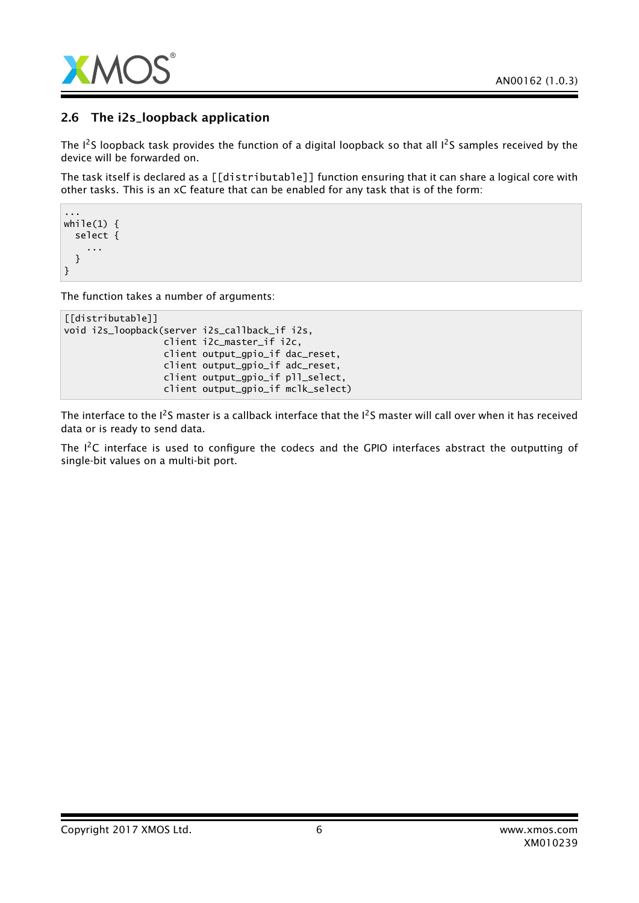## 2.6 The i2s_loopback application

The I$^2$S loopback task provides the function of a digital loopback so that all I$^2$S samples received by the device will be forwarded on.

The task itself is declared as a [[distributable]] function ensuring that it can share a logical core with other tasks. This is an xC feature that can be enabled for any task that is of the form:

```
...
while(1) {
  select {
    ...
  }
}
```

The function takes a number of arguments:

```
[[distributable]]
void i2s_loopback(server i2s_callback_if i2s,
                  client i2c_master_if i2c,
                  client output_gpio_if dac_reset,
                  client output_gpio_if adc_reset,
                  client output_gpio_if pll_select,
                  client output_gpio_if mclk_select)
```

The interface to the I$^2$S master is a callback interface that the I$^2$S master will call over when it has received data or is ready to send data.

The I$^2$C interface is used to configure the codecs and the GPIO interfaces abstract the outputting of single-bit values on a multi-bit port.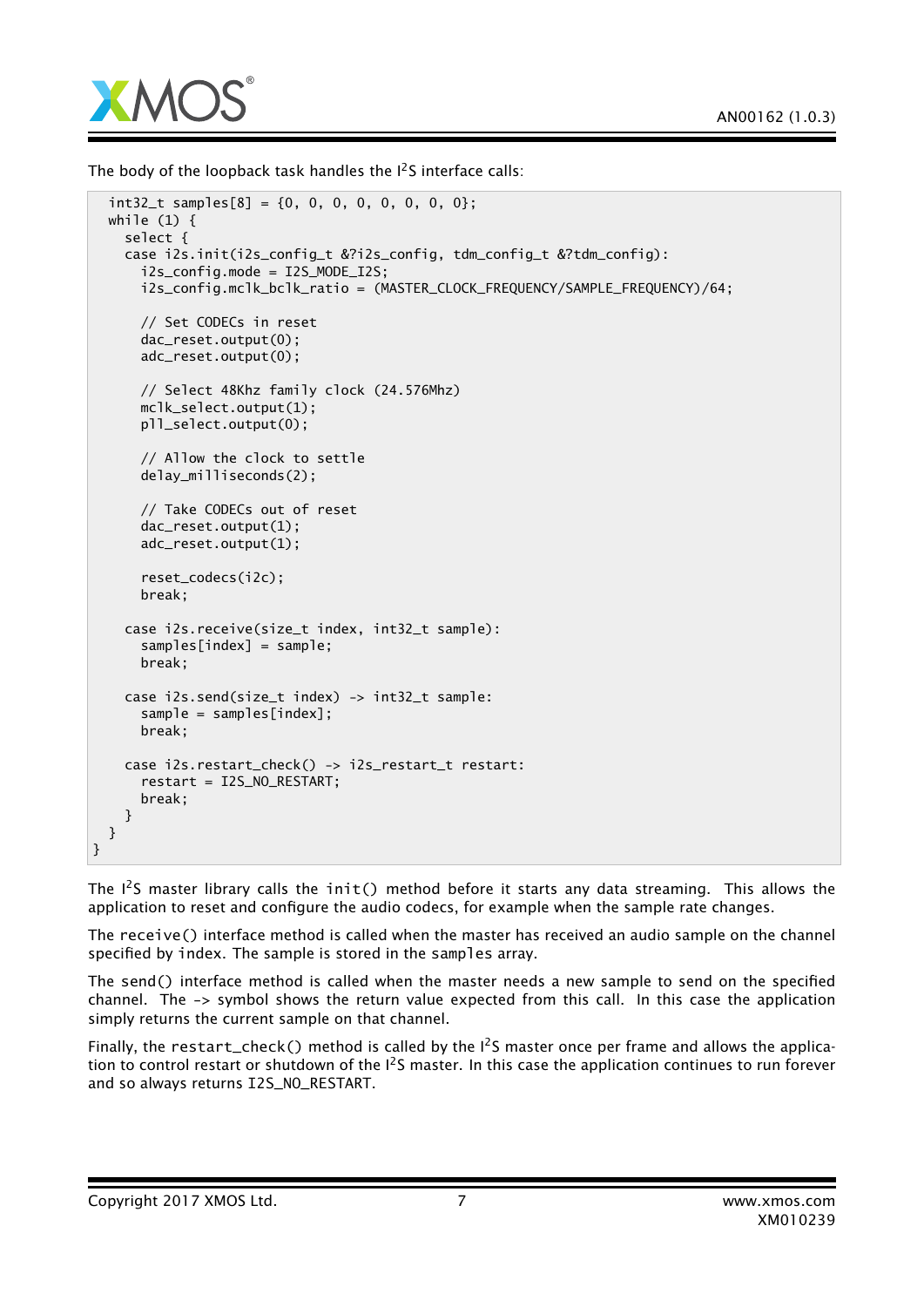The body of the loopback task handles the I$^2$S interface calls:

```
  int32_t samples[8] = {0, 0, 0, 0, 0, 0, 0, 0};
  while (1) {
    select {
    case i2s.init(i2s_config_t &?i2s_config, tdm_config_t &?tdm_config):
      i2s_config.mode = I2S_MODE_I2S;
      i2s_config.mclk_bclk_ratio = (MASTER_CLOCK_FREQUENCY/SAMPLE_FREQUENCY)/64;

      // Set CODECs in reset
      dac_reset.output(0);
      adc_reset.output(0);

      // Select 48Khz family clock (24.576Mhz)
      mclk_select.output(1);
      pll_select.output(0);

      // Allow the clock to settle
      delay_milliseconds(2);

      // Take CODECs out of reset
      dac_reset.output(1);
      adc_reset.output(1);

      reset_codecs(i2c);
      break;

    case i2s.receive(size_t index, int32_t sample):
      samples[index] = sample;
      break;

    case i2s.send(size_t index) -> int32_t sample:
      sample = samples[index];
      break;

    case i2s.restart_check() -> i2s_restart_t restart:
      restart = I2S_NO_RESTART;
      break;
    }
  }
}
```

The I$^2$S master library calls the `init()` method before it starts any data streaming. This allows the application to reset and configure the audio codecs, for example when the sample rate changes.

The `receive()` interface method is called when the master has received an audio sample on the channel specified by `index`. The sample is stored in the `samples` array.

The `send()` interface method is called when the master needs a new sample to send on the specified channel. The `->` symbol shows the return value expected from this call. In this case the application simply returns the current sample on that channel.

Finally, the `restart_check()` method is called by the I$^2$S master once per frame and allows the application to control restart or shutdown of the I$^2$S master. In this case the application continues to run forever and so always returns `I2S_NO_RESTART`.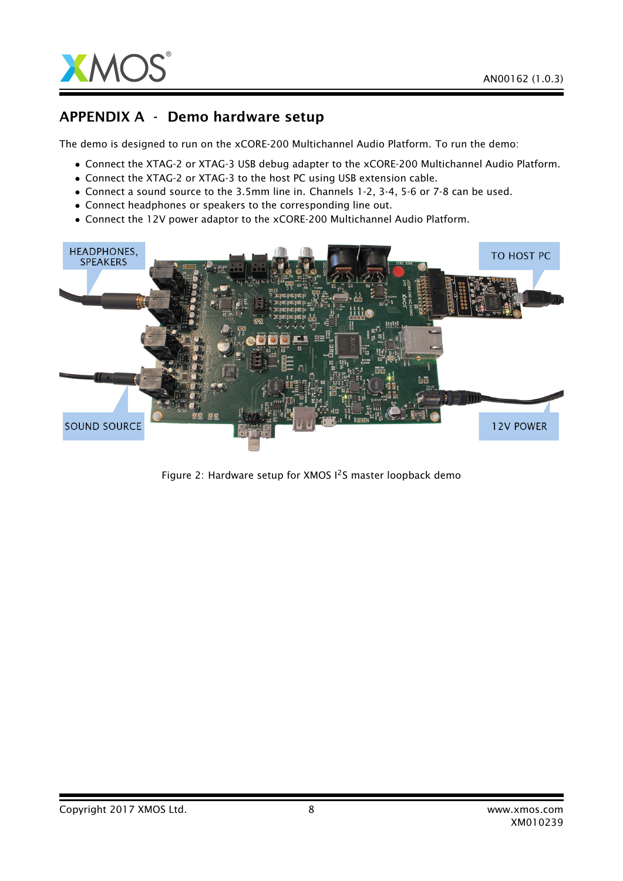## APPENDIX A - Demo hardware setup

The demo is designed to run on the xCORE-200 Multichannel Audio Platform. To run the demo:

- Connect the XTAG-2 or XTAG-3 USB debug adapter to the xCORE-200 Multichannel Audio Platform.
- Connect the XTAG-2 or XTAG-3 to the host PC using USB extension cable.
- Connect a sound source to the 3.5mm line in. Channels 1-2, 3-4, 5-6 or 7-8 can be used.
- Connect headphones or speakers to the corresponding line out.
- Connect the 12V power adaptor to the xCORE-200 Multichannel Audio Platform.

Figure 2: Hardware setup for XMOS I$^2$S master loopback demo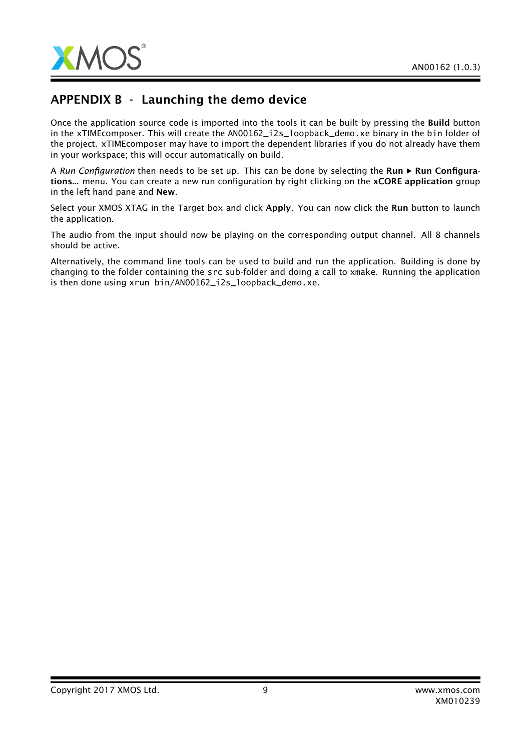## APPENDIX B - Launching the demo device

Once the application source code is imported into the tools it can be built by pressing the **Build** button in the xTIMEcomposer. This will create the `AN00162_i2s_loopback_demo.xe` binary in the `bin` folder of the project. xTIMEcomposer may have to import the dependent libraries if you do not already have them in your workspace; this will occur automatically on build.

A *Run Configuration* then needs to be set up. This can be done by selecting the **Run ▶ Run Configurations...** menu. You can create a new run configuration by right clicking on the **xCORE application** group in the left hand pane and **New**.

Select your XMOS XTAG in the Target box and click **Apply**. You can now click the **Run** button to launch the application.

The audio from the input should now be playing on the corresponding output channel. All 8 channels should be active.

Alternatively, the command line tools can be used to build and run the application. Building is done by changing to the folder containing the `src` sub-folder and doing a call to `xmake`. Running the application is then done using `xrun bin/AN00162_i2s_loopback_demo.xe`.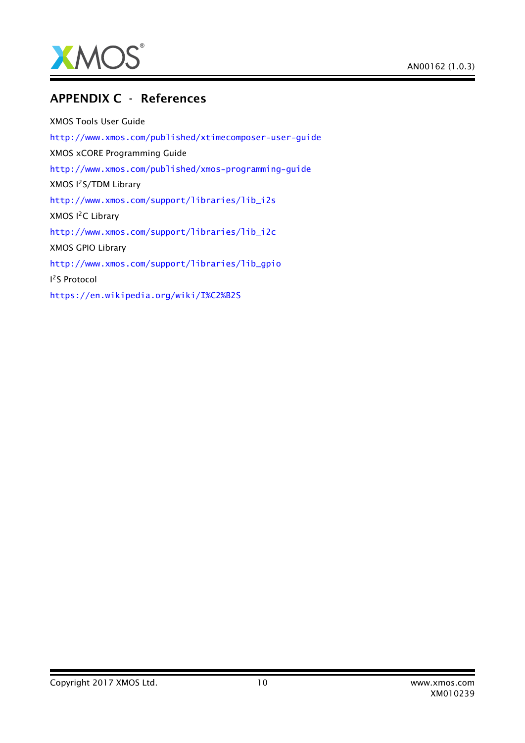# APPENDIX C - References

XMOS Tools User Guide

http://www.xmos.com/published/xtimecomposer-user-guide

XMOS xCORE Programming Guide

http://www.xmos.com/published/xmos-programming-guide

XMOS I$^2$S/TDM Library

http://www.xmos.com/support/libraries/lib_i2s

XMOS I$^2$C Library

http://www.xmos.com/support/libraries/lib_i2c

XMOS GPIO Library

http://www.xmos.com/support/libraries/lib_gpio

I$^2$S Protocol

https://en.wikipedia.org/wiki/I%C2%B2S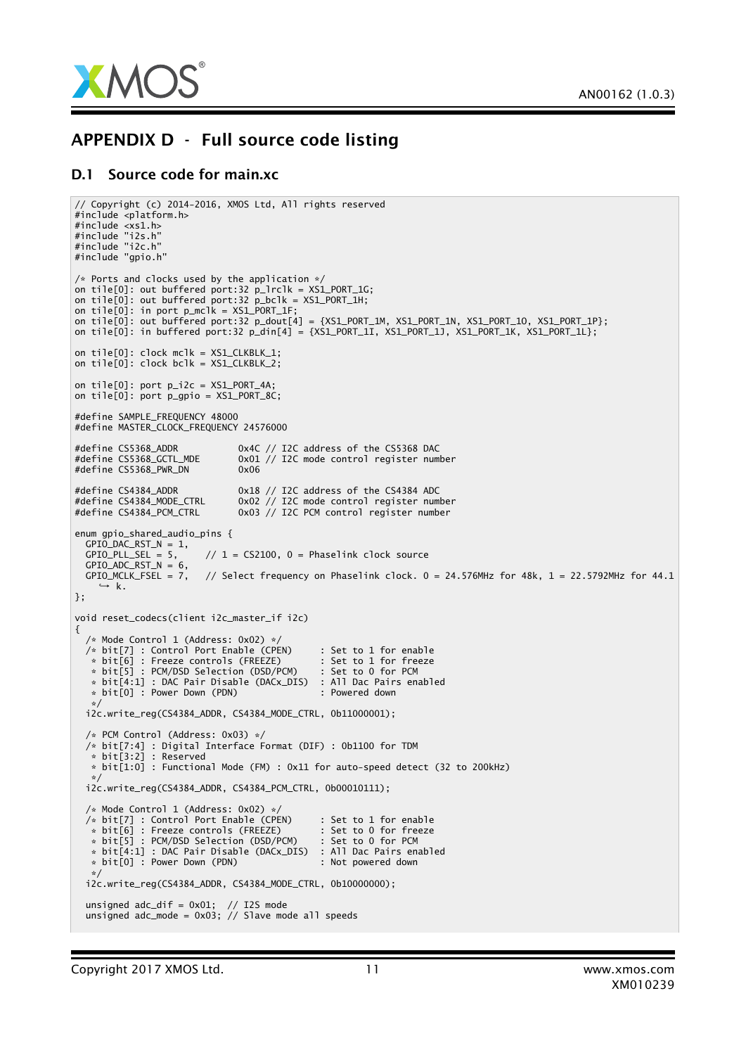# APPENDIX D - Full source code listing

## D.1 Source code for main.xc

```
// Copyright (c) 2014-2016, XMOS Ltd, All rights reserved
#include <platform.h>
#include <xs1.h>
#include "i2s.h"
#include "i2c.h"
#include "gpio.h"

/* Ports and clocks used by the application */
on tile[0]: out buffered port:32 p_lrclk = XS1_PORT_1G;
on tile[0]: out buffered port:32 p_bclk = XS1_PORT_1H;
on tile[0]: in port p_mclk = XS1_PORT_1F;
on tile[0]: out buffered port:32 p_dout[4] = {XS1_PORT_1M, XS1_PORT_1N, XS1_PORT_1O, XS1_PORT_1P};
on tile[0]: in buffered port:32 p_din[4] = {XS1_PORT_1I, XS1_PORT_1J, XS1_PORT_1K, XS1_PORT_1L};

on tile[0]: clock mclk = XS1_CLKBLK_1;
on tile[0]: clock bclk = XS1_CLKBLK_2;

on tile[0]: port p_i2c = XS1_PORT_4A;
on tile[0]: port p_gpio = XS1_PORT_8C;

#define SAMPLE_FREQUENCY 48000
#define MASTER_CLOCK_FREQUENCY 24576000

#define CS5368_ADDR           0x4C // I2C address of the CS5368 DAC
#define CS5368_GCTL_MDE       0x01 // I2C mode control register number
#define CS5368_PWR_DN         0x06

#define CS4384_ADDR           0x18 // I2C address of the CS4384 ADC
#define CS4384_MODE_CTRL      0x02 // I2C mode control register number
#define CS4384_PCM_CTRL       0x03 // I2C PCM control register number

enum gpio_shared_audio_pins {
  GPIO_DAC_RST_N = 1,
  GPIO_PLL_SEL = 5,     // 1 = CS2100, 0 = Phaselink clock source
  GPIO_ADC_RST_N = 6,
  GPIO_MCLK_FSEL = 7,   // Select frequency on Phaselink clock. 0 = 24.576MHz for 48k, 1 = 22.5792MHz for 44.1
    ↪ k.
};

void reset_codecs(client i2c_master_if i2c)
{
  /* Mode Control 1 (Address: 0x02) */
  /* bit[7] : Control Port Enable (CPEN)     : Set to 1 for enable
   * bit[6] : Freeze controls (FREEZE)       : Set to 1 for freeze
   * bit[5] : PCM/DSD Selection (DSD/PCM)    : Set to 0 for PCM
   * bit[4:1] : DAC Pair Disable (DACx_DIS)  : All Dac Pairs enabled
   * bit[0] : Power Down (PDN)               : Powered down
   */
  i2c.write_reg(CS4384_ADDR, CS4384_MODE_CTRL, 0b11000001);

  /* PCM Control (Address: 0x03) */
  /* bit[7:4] : Digital Interface Format (DIF) : 0b1100 for TDM
   * bit[3:2] : Reserved
   * bit[1:0] : Functional Mode (FM) : 0x11 for auto-speed detect (32 to 200kHz)
   */
  i2c.write_reg(CS4384_ADDR, CS4384_PCM_CTRL, 0b00010111);

  /* Mode Control 1 (Address: 0x02) */
  /* bit[7] : Control Port Enable (CPEN)     : Set to 1 for enable
   * bit[6] : Freeze controls (FREEZE)       : Set to 0 for freeze
   * bit[5] : PCM/DSD Selection (DSD/PCM)    : Set to 0 for PCM
   * bit[4:1] : DAC Pair Disable (DACx_DIS)  : All Dac Pairs enabled
   * bit[0] : Power Down (PDN)               : Not powered down
   */
  i2c.write_reg(CS4384_ADDR, CS4384_MODE_CTRL, 0b10000000);

  unsigned adc_dif = 0x01;  // I2S mode
  unsigned adc_mode = 0x03; // Slave mode all speeds
```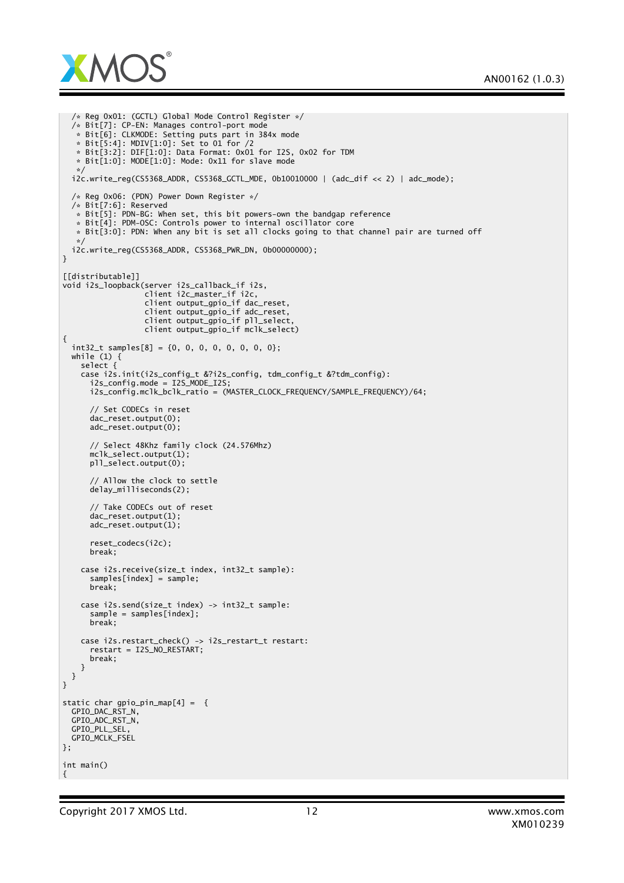```
  /* Reg 0x01: (GCTL) Global Mode Control Register */
  /* Bit[7]: CP-EN: Manages control-port mode
   * Bit[6]: CLKMODE: Setting puts part in 384x mode
   * Bit[5:4]: MDIV[1:0]: Set to 01 for /2
   * Bit[3:2]: DIF[1:0]: Data Format: 0x01 for I2S, 0x02 for TDM
   * Bit[1:0]: MODE[1:0]: Mode: 0x11 for slave mode
   */
  i2c.write_reg(CS5368_ADDR, CS5368_GCTL_MDE, 0b10010000 | (adc_dif << 2) | adc_mode);

  /* Reg 0x06: (PDN) Power Down Register */
  /* Bit[7:6]: Reserved
   * Bit[5]: PDN-BG: When set, this bit powers-own the bandgap reference
   * Bit[4]: PDM-OSC: Controls power to internal oscillator core
   * Bit[3:0]: PDN: When any bit is set all clocks going to that channel pair are turned off
   */
  i2c.write_reg(CS5368_ADDR, CS5368_PWR_DN, 0b00000000);
}

[[distributable]]
void i2s_loopback(server i2s_callback_if i2s,
                  client i2c_master_if i2c,
                  client output_gpio_if dac_reset,
                  client output_gpio_if adc_reset,
                  client output_gpio_if pll_select,
                  client output_gpio_if mclk_select)
{
  int32_t samples[8] = {0, 0, 0, 0, 0, 0, 0, 0};
  while (1) {
    select {
    case i2s.init(i2s_config_t &?i2s_config, tdm_config_t &?tdm_config):
      i2s_config.mode = I2S_MODE_I2S;
      i2s_config.mclk_bclk_ratio = (MASTER_CLOCK_FREQUENCY/SAMPLE_FREQUENCY)/64;

      // Set CODECs in reset
      dac_reset.output(0);
      adc_reset.output(0);

      // Select 48Khz family clock (24.576Mhz)
      mclk_select.output(1);
      pll_select.output(0);

      // Allow the clock to settle
      delay_milliseconds(2);

      // Take CODECs out of reset
      dac_reset.output(1);
      adc_reset.output(1);

      reset_codecs(i2c);
      break;

    case i2s.receive(size_t index, int32_t sample):
      samples[index] = sample;
      break;

    case i2s.send(size_t index) -> int32_t sample:
      sample = samples[index];
      break;

    case i2s.restart_check() -> i2s_restart_t restart:
      restart = I2S_NO_RESTART;
      break;
    }
  }
}

static char gpio_pin_map[4] =  {
  GPIO_DAC_RST_N,
  GPIO_ADC_RST_N,
  GPIO_PLL_SEL,
  GPIO_MCLK_FSEL
};

int main()
{
```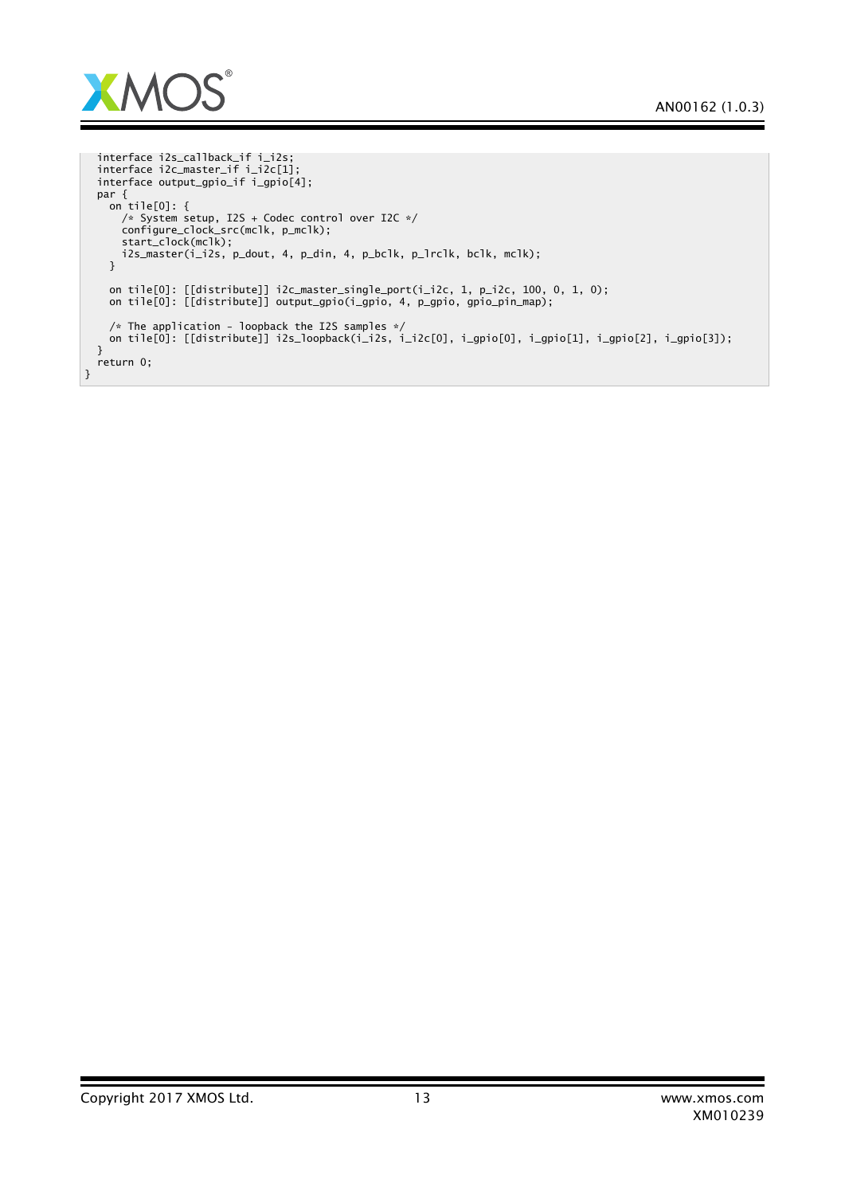```
  interface i2s_callback_if i_i2s;
  interface i2c_master_if i_i2c[1];
  interface output_gpio_if i_gpio[4];
  par {
    on tile[0]: {
      /* System setup, I2S + Codec control over I2C */
      configure_clock_src(mclk, p_mclk);
      start_clock(mclk);
      i2s_master(i_i2s, p_dout, 4, p_din, 4, p_bclk, p_lrclk, bclk, mclk);
    }

    on tile[0]: [[distribute]] i2c_master_single_port(i_i2c, 1, p_i2c, 100, 0, 1, 0);
    on tile[0]: [[distribute]] output_gpio(i_gpio, 4, p_gpio, gpio_pin_map);

    /* The application - loopback the I2S samples */
    on tile[0]: [[distribute]] i2s_loopback(i_i2s, i_i2c[0], i_gpio[0], i_gpio[1], i_gpio[2], i_gpio[3]);
  }
  return 0;
}
```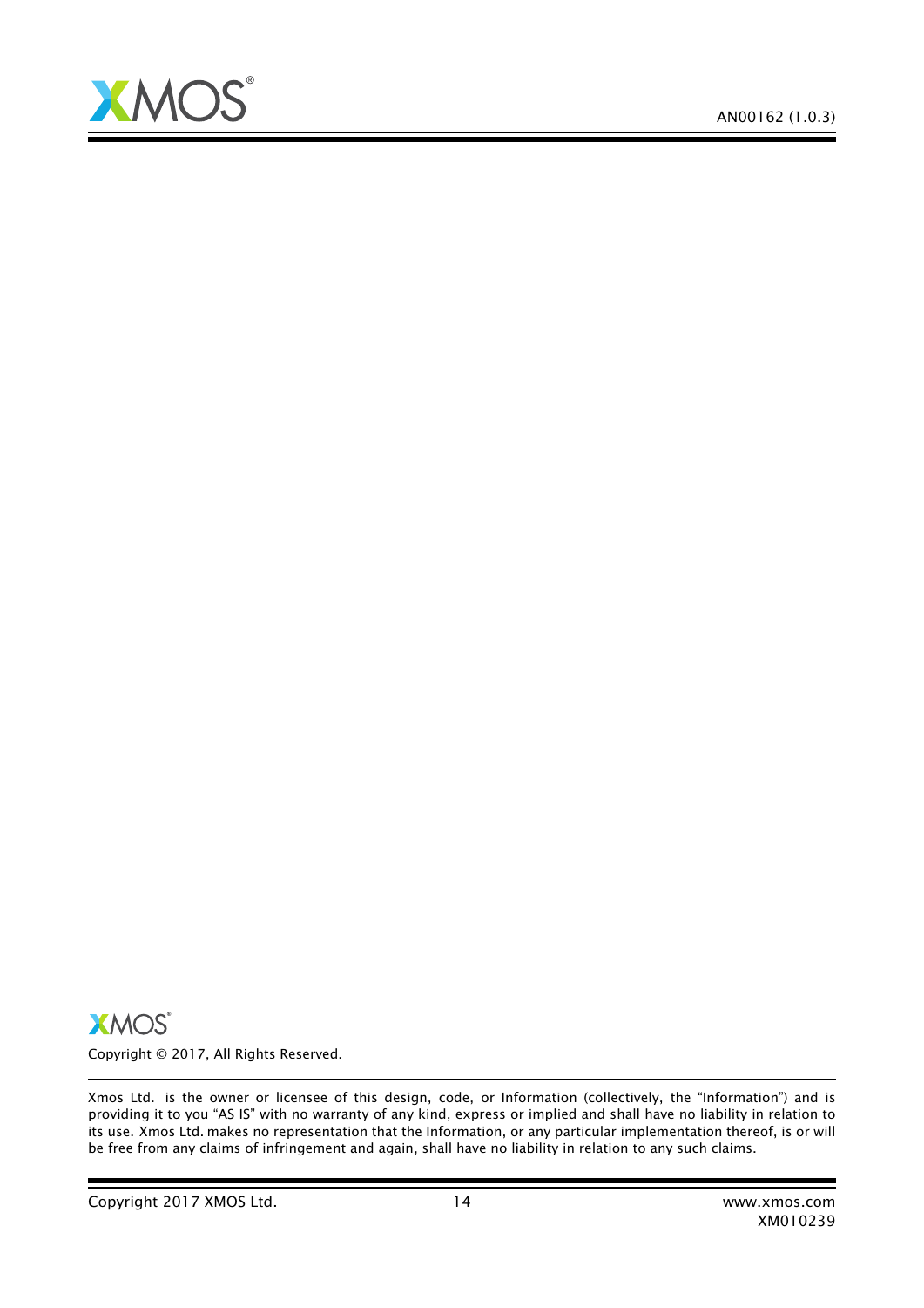Copyright © 2017, All Rights Reserved.

Xmos Ltd. is the owner or licensee of this design, code, or Information (collectively, the "Information") and is providing it to you "AS IS" with no warranty of any kind, express or implied and shall have no liability in relation to its use. Xmos Ltd. makes no representation that the Information, or any particular implementation thereof, is or will be free from any claims of infringement and again, shall have no liability in relation to any such claims.